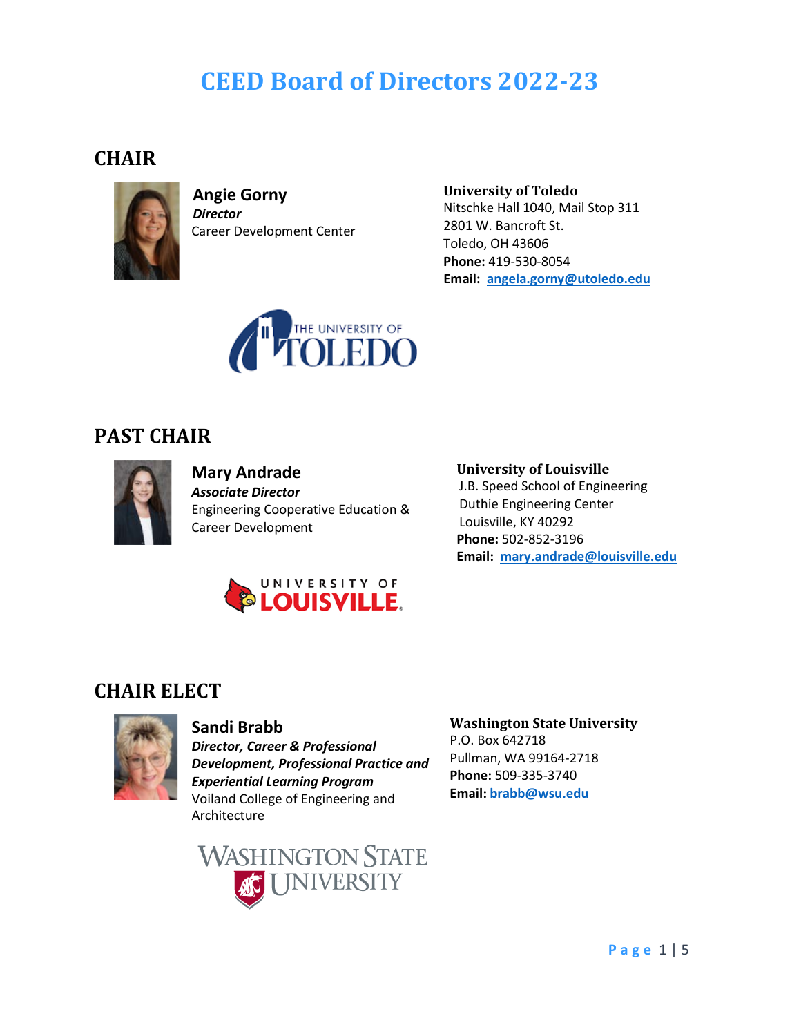# CEED Board of Directors 2022-23

## CHAIR

**Angie Gorny**
***Director***
Career Development Center

**University of Toledo**
Nitschke Hall 1040, Mail Stop 311
2801 W. Bancroft St.
Toledo, OH 43606
**Phone:** 419-530-8054
**Email:** angela.gorny@utoledo.edu

## PAST CHAIR

**Mary Andrade**
***Associate Director***
Engineering Cooperative Education & Career Development

**University of Louisville**
J.B. Speed School of Engineering
Duthie Engineering Center
Louisville, KY 40292
**Phone:** 502-852-3196
**Email:** mary.andrade@louisville.edu

## CHAIR ELECT

**Sandi Brabb**
***Director, Career & Professional Development, Professional Practice and Experiential Learning Program***
Voiland College of Engineering and Architecture

**Washington State University**
P.O. Box 642718
Pullman, WA 99164-2718
**Phone:** 509-335-3740
**Email:** brabb@wsu.edu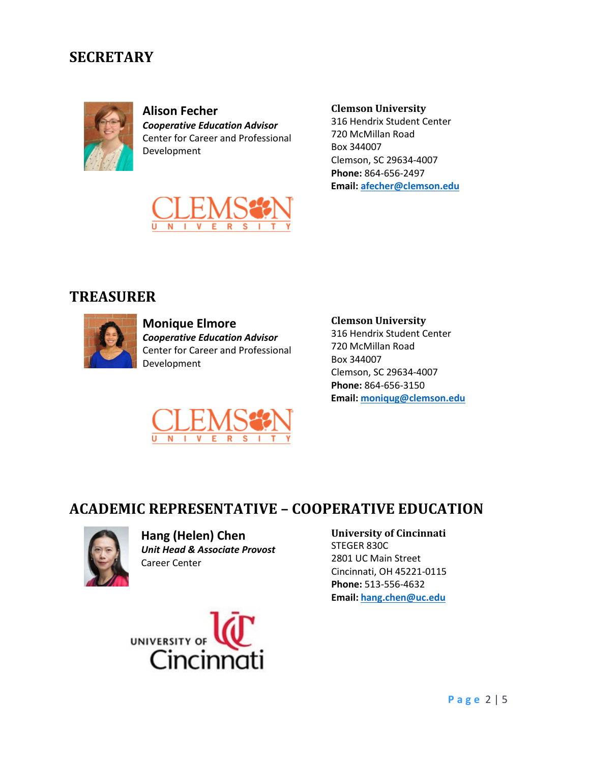## SECRETARY

**Alison Fecher**
***Cooperative Education Advisor***
Center for Career and Professional Development

**Clemson University**
316 Hendrix Student Center
720 McMillan Road
Box 344007
Clemson, SC 29634-4007
**Phone:** 864-656-2497
**Email:** afecher@clemson.edu

## TREASURER

**Monique Elmore**
***Cooperative Education Advisor***
Center for Career and Professional Development

**Clemson University**
316 Hendrix Student Center
720 McMillan Road
Box 344007
Clemson, SC 29634-4007
**Phone:** 864-656-3150
**Email:** moniqug@clemson.edu

## ACADEMIC REPRESENTATIVE – COOPERATIVE EDUCATION

**Hang (Helen) Chen**
***Unit Head & Associate Provost***
Career Center

**University of Cincinnati**
STEGER 830C
2801 UC Main Street
Cincinnati, OH 45221-0115
**Phone:** 513-556-4632
**Email:** hang.chen@uc.edu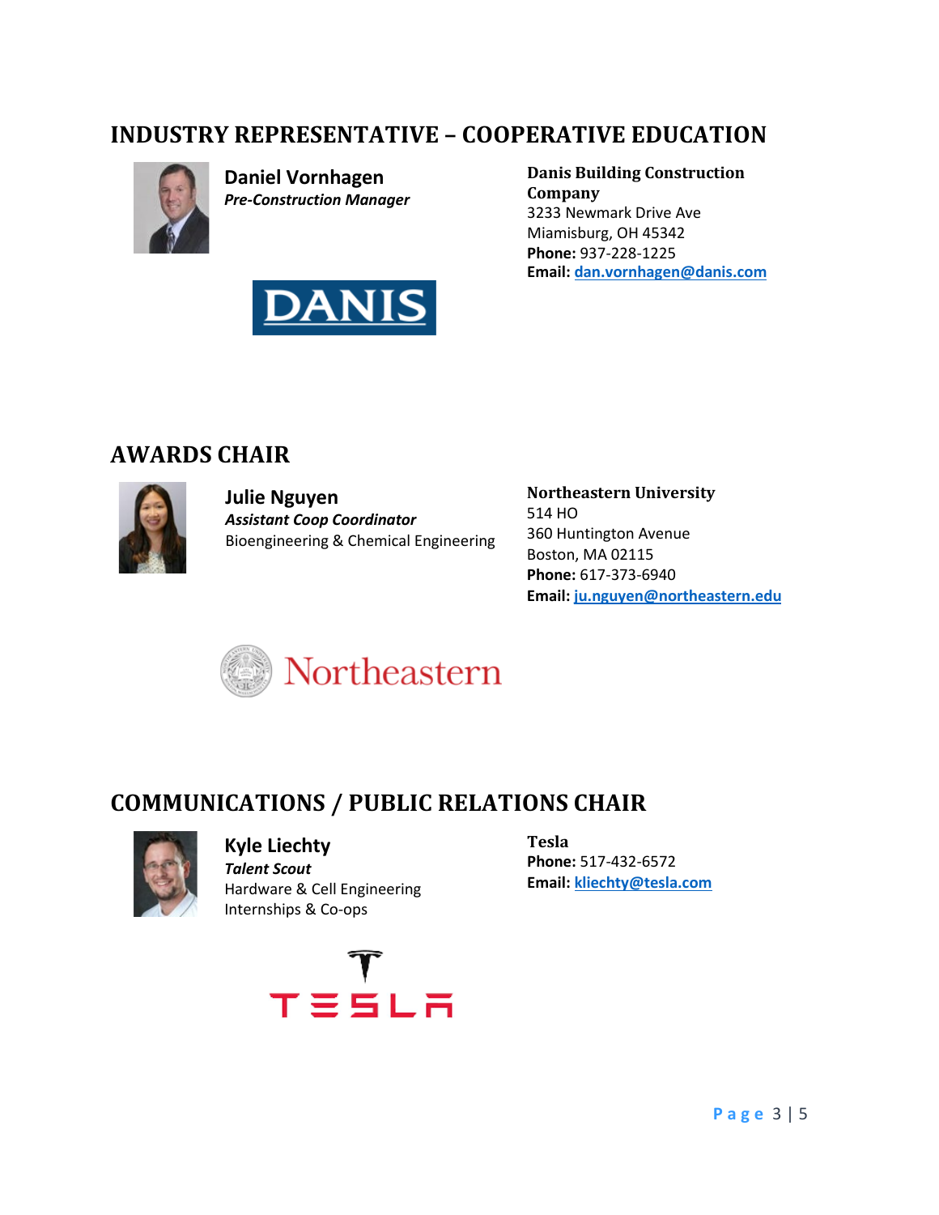## INDUSTRY REPRESENTATIVE – COOPERATIVE EDUCATION

**Daniel Vornhagen**
***Pre-Construction Manager***

**Danis Building Construction Company**
3233 Newmark Drive Ave
Miamisburg, OH 45342
**Phone:** 937-228-1225
**Email:** dan.vornhagen@danis.com

## AWARDS CHAIR

**Julie Nguyen**
***Assistant Coop Coordinator***
Bioengineering & Chemical Engineering

**Northeastern University**
514 HO
360 Huntington Avenue
Boston, MA 02115
**Phone:** 617-373-6940
**Email:** ju.nguyen@northeastern.edu

## COMMUNICATIONS / PUBLIC RELATIONS CHAIR

**Kyle Liechty**
***Talent Scout***
Hardware & Cell Engineering
Internships & Co-ops

**Tesla**
**Phone:** 517-432-6572
**Email:** kliechty@tesla.com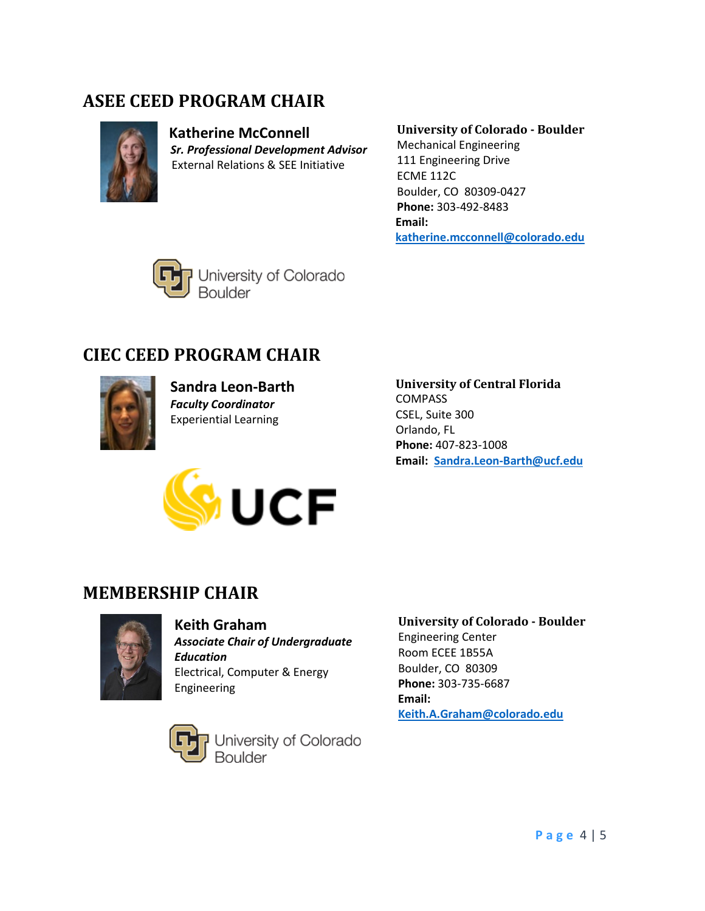## ASEE CEED PROGRAM CHAIR

**Katherine McConnell**
***Sr. Professional Development Advisor***
External Relations & SEE Initiative

**University of Colorado - Boulder**
Mechanical Engineering
111 Engineering Drive
ECME 112C
Boulder, CO 80309-0427
**Phone:** 303-492-8483
**Email:** katherine.mcconnell@colorado.edu

## CIEC CEED PROGRAM CHAIR

**Sandra Leon-Barth**
***Faculty Coordinator***
Experiential Learning

**University of Central Florida**
COMPASS
CSEL, Suite 300
Orlando, FL
**Phone:** 407-823-1008
**Email:** Sandra.Leon-Barth@ucf.edu

## MEMBERSHIP CHAIR

**Keith Graham**
***Associate Chair of Undergraduate Education***
Electrical, Computer & Energy Engineering

**University of Colorado - Boulder**
Engineering Center
Room ECEE 1B55A
Boulder, CO 80309
**Phone:** 303-735-6687
**Email:** Keith.A.Graham@colorado.edu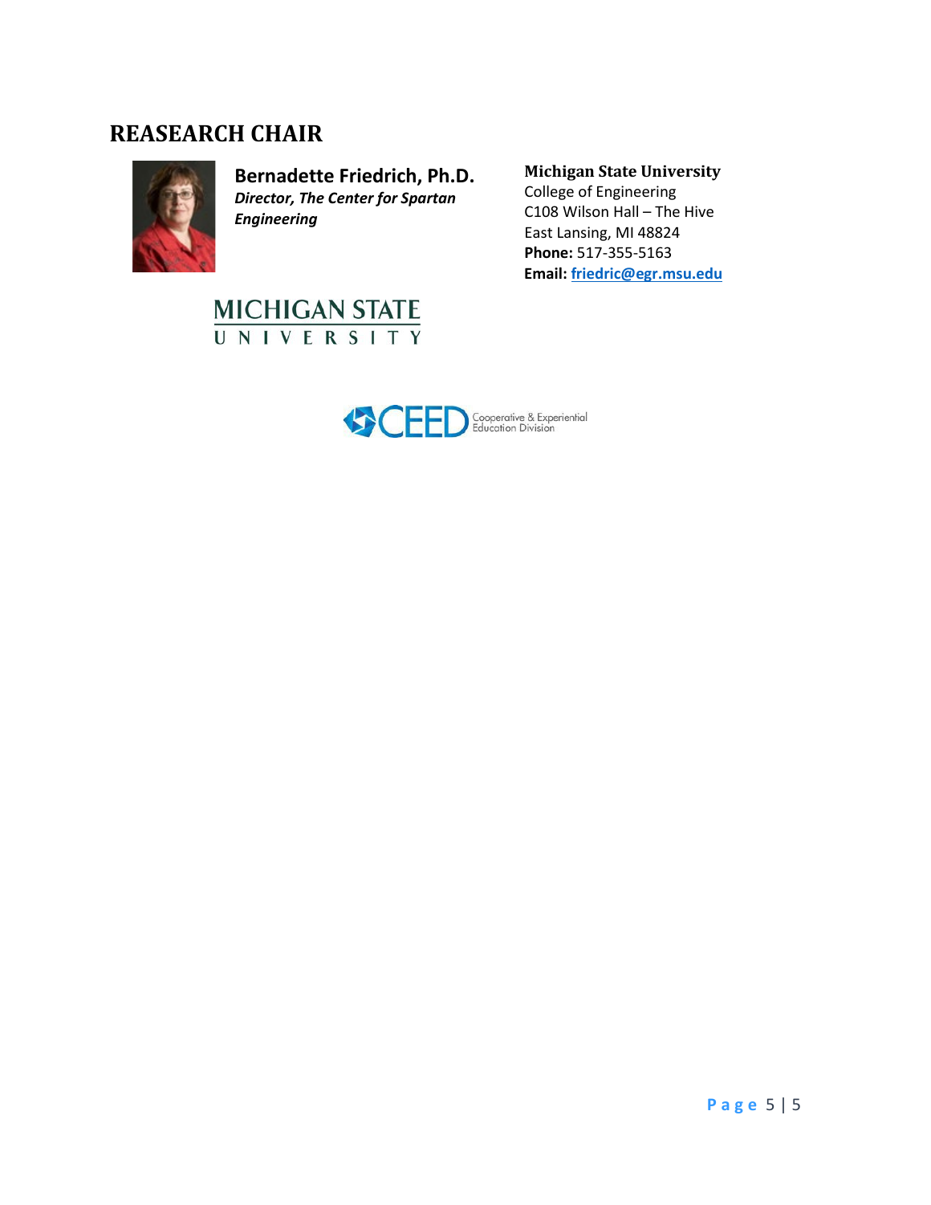## REASEARCH CHAIR

**Bernadette Friedrich, Ph.D.**
***Director, The Center for Spartan Engineering***

**Michigan State University**
College of Engineering
C108 Wilson Hall – The Hive
East Lansing, MI 48824
**Phone:** 517-355-5163
**Email:** friedric@egr.msu.edu

MICHIGAN STATE UNIVERSITY

CEED Cooperative & Experiential Education Division